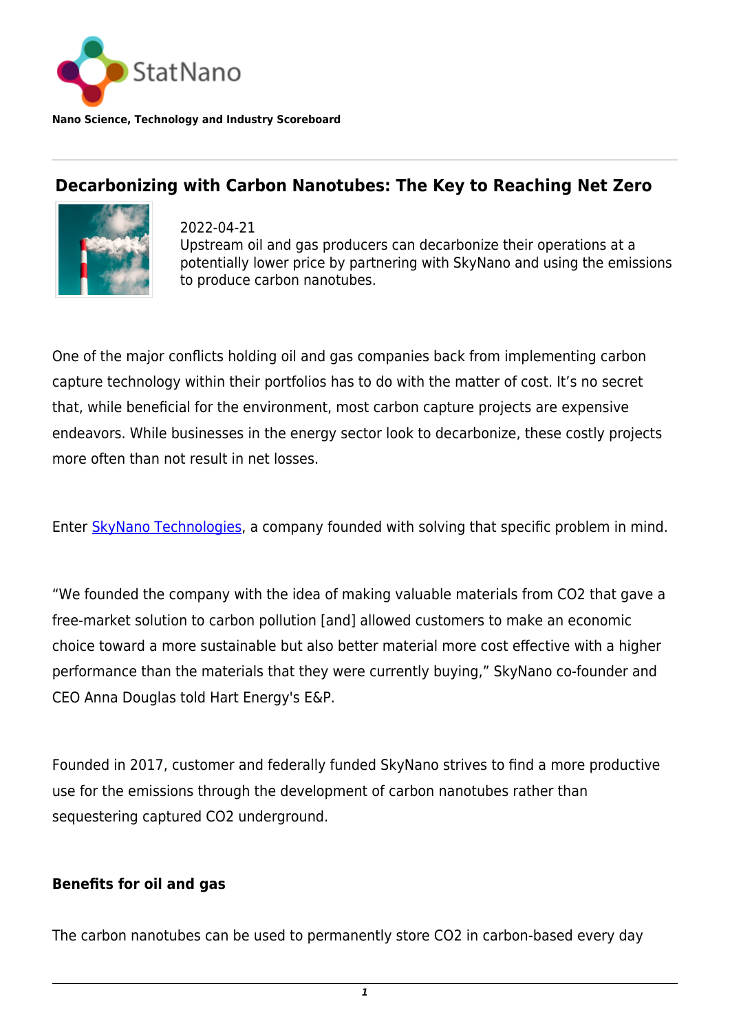StatNano

**Nano Science, Technology and Industry Scoreboard**

## Decarbonizing with Carbon Nanotubes: The Key to Reaching Net Zero

2022-04-21
Upstream oil and gas producers can decarbonize their operations at a potentially lower price by partnering with SkyNano and using the emissions to produce carbon nanotubes.

One of the major conflicts holding oil and gas companies back from implementing carbon capture technology within their portfolios has to do with the matter of cost. It's no secret that, while beneficial for the environment, most carbon capture projects are expensive endeavors. While businesses in the energy sector look to decarbonize, these costly projects more often than not result in net losses.

Enter [SkyNano Technologies], a company founded with solving that specific problem in mind.

"We founded the company with the idea of making valuable materials from $CO_2$ that gave a free-market solution to carbon pollution [and] allowed customers to make an economic choice toward a more sustainable but also better material more cost effective with a higher performance than the materials that they were currently buying," SkyNano co-founder and CEO Anna Douglas told Hart Energy's E&P.

Founded in 2017, customer and federally funded SkyNano strives to find a more productive use for the emissions through the development of carbon nanotubes rather than sequestering captured $CO_2$ underground.

**Benefits for oil and gas**

The carbon nanotubes can be used to permanently store $CO_2$ in carbon-based every day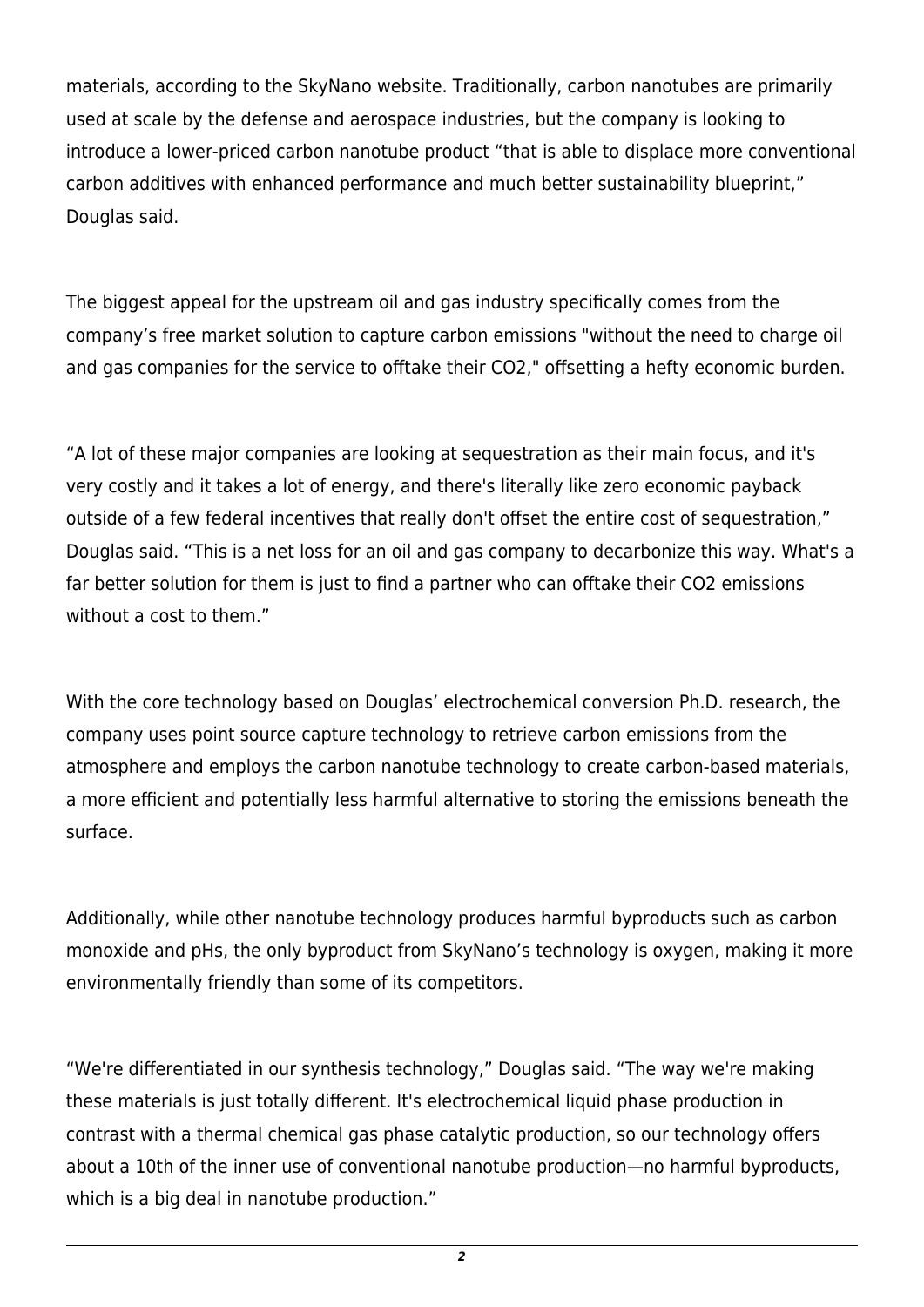materials, according to the SkyNano website. Traditionally, carbon nanotubes are primarily used at scale by the defense and aerospace industries, but the company is looking to introduce a lower-priced carbon nanotube product "that is able to displace more conventional carbon additives with enhanced performance and much better sustainability blueprint," Douglas said.

The biggest appeal for the upstream oil and gas industry specifically comes from the company's free market solution to capture carbon emissions "without the need to charge oil and gas companies for the service to offtake their CO2," offsetting a hefty economic burden.

"A lot of these major companies are looking at sequestration as their main focus, and it's very costly and it takes a lot of energy, and there's literally like zero economic payback outside of a few federal incentives that really don't offset the entire cost of sequestration," Douglas said. "This is a net loss for an oil and gas company to decarbonize this way. What's a far better solution for them is just to find a partner who can offtake their CO2 emissions without a cost to them."

With the core technology based on Douglas' electrochemical conversion Ph.D. research, the company uses point source capture technology to retrieve carbon emissions from the atmosphere and employs the carbon nanotube technology to create carbon-based materials, a more efficient and potentially less harmful alternative to storing the emissions beneath the surface.

Additionally, while other nanotube technology produces harmful byproducts such as carbon monoxide and pHs, the only byproduct from SkyNano's technology is oxygen, making it more environmentally friendly than some of its competitors.

"We're differentiated in our synthesis technology," Douglas said. "The way we're making these materials is just totally different. It's electrochemical liquid phase production in contrast with a thermal chemical gas phase catalytic production, so our technology offers about a 10th of the inner use of conventional nanotube production—no harmful byproducts, which is a big deal in nanotube production."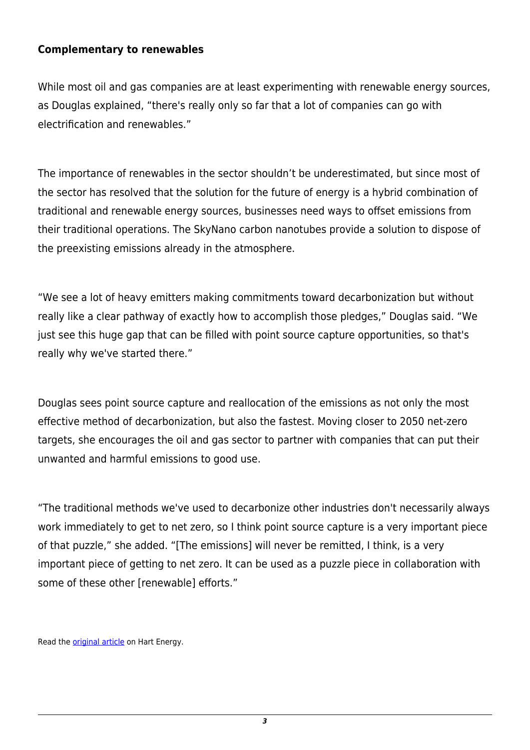## Complementary to renewables

While most oil and gas companies are at least experimenting with renewable energy sources, as Douglas explained, "there's really only so far that a lot of companies can go with electrification and renewables."

The importance of renewables in the sector shouldn't be underestimated, but since most of the sector has resolved that the solution for the future of energy is a hybrid combination of traditional and renewable energy sources, businesses need ways to offset emissions from their traditional operations. The SkyNano carbon nanotubes provide a solution to dispose of the preexisting emissions already in the atmosphere.

"We see a lot of heavy emitters making commitments toward decarbonization but without really like a clear pathway of exactly how to accomplish those pledges," Douglas said. "We just see this huge gap that can be filled with point source capture opportunities, so that's really why we've started there."

Douglas sees point source capture and reallocation of the emissions as not only the most effective method of decarbonization, but also the fastest. Moving closer to 2050 net-zero targets, she encourages the oil and gas sector to partner with companies that can put their unwanted and harmful emissions to good use.

"The traditional methods we've used to decarbonize other industries don't necessarily always work immediately to get to net zero, so I think point source capture is a very important piece of that puzzle," she added. "[The emissions] will never be remitted, I think, is a very important piece of getting to net zero. It can be used as a puzzle piece in collaboration with some of these other [renewable] efforts."

Read the original article on Hart Energy.